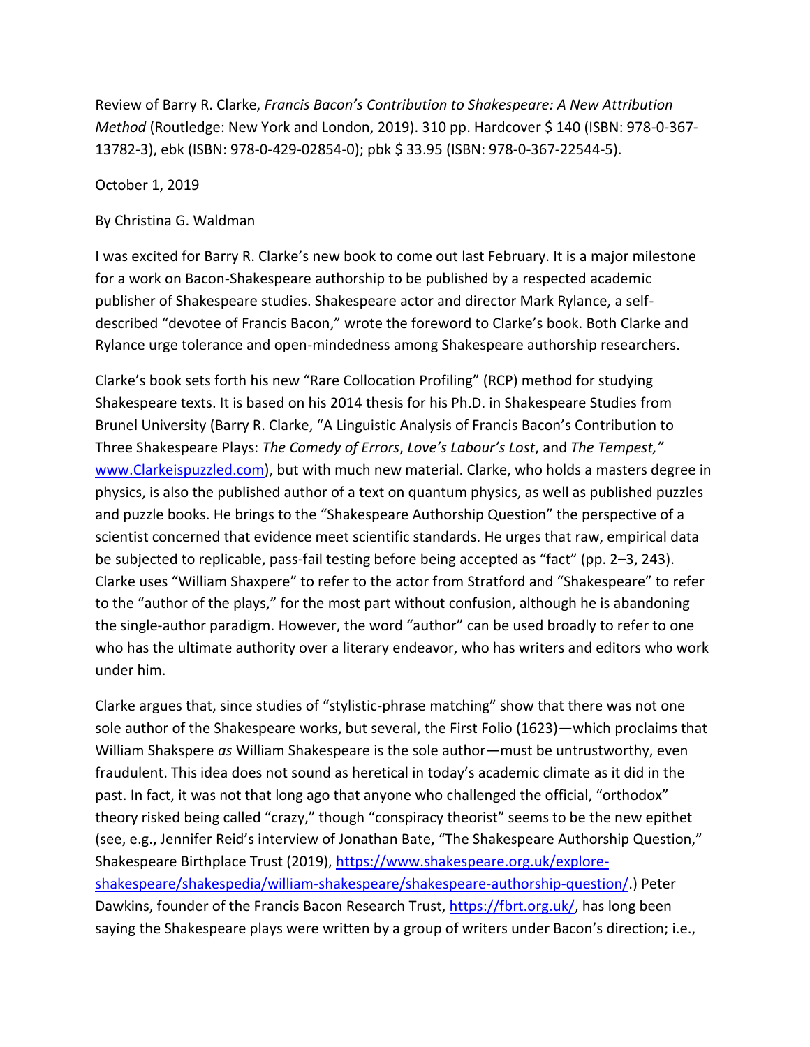Review of Barry R. Clarke, *Francis Bacon's Contribution to Shakespeare: A New Attribution Method* (Routledge: New York and London, 2019). 310 pp. Hardcover $ 140 (ISBN: 978-0-367-13782-3), ebk (ISBN: 978-0-429-02854-0); pbk $ 33.95 (ISBN: 978-0-367-22544-5).

October 1, 2019

By Christina G. Waldman

I was excited for Barry R. Clarke's new book to come out last February. It is a major milestone for a work on Bacon-Shakespeare authorship to be published by a respected academic publisher of Shakespeare studies. Shakespeare actor and director Mark Rylance, a self-described "devotee of Francis Bacon," wrote the foreword to Clarke's book. Both Clarke and Rylance urge tolerance and open-mindedness among Shakespeare authorship researchers.

Clarke's book sets forth his new "Rare Collocation Profiling" (RCP) method for studying Shakespeare texts. It is based on his 2014 thesis for his Ph.D. in Shakespeare Studies from Brunel University (Barry R. Clarke, "A Linguistic Analysis of Francis Bacon's Contribution to Three Shakespeare Plays: *The Comedy of Errors*, *Love's Labour's Lost*, and *The Tempest,"* [www.Clarkeispuzzled.com](www.Clarkeispuzzled.com)), but with much new material. Clarke, who holds a masters degree in physics, is also the published author of a text on quantum physics, as well as published puzzles and puzzle books. He brings to the "Shakespeare Authorship Question" the perspective of a scientist concerned that evidence meet scientific standards. He urges that raw, empirical data be subjected to replicable, pass-fail testing before being accepted as "fact" (pp. 2–3, 243). Clarke uses "William Shaxpere" to refer to the actor from Stratford and "Shakespeare" to refer to the "author of the plays," for the most part without confusion, although he is abandoning the single-author paradigm. However, the word "author" can be used broadly to refer to one who has the ultimate authority over a literary endeavor, who has writers and editors who work under him.

Clarke argues that, since studies of "stylistic-phrase matching" show that there was not one sole author of the Shakespeare works, but several, the First Folio (1623)—which proclaims that William Shakspere *as* William Shakespeare is the sole author—must be untrustworthy, even fraudulent. This idea does not sound as heretical in today's academic climate as it did in the past. In fact, it was not that long ago that anyone who challenged the official, "orthodox" theory risked being called "crazy," though "conspiracy theorist" seems to be the new epithet (see, e.g., Jennifer Reid's interview of Jonathan Bate, "The Shakespeare Authorship Question," Shakespeare Birthplace Trust (2019), [https://www.shakespeare.org.uk/explore-shakespeare/shakespedia/william-shakespeare/shakespeare-authorship-question/](https://www.shakespeare.org.uk/explore-shakespeare/shakespedia/william-shakespeare/shakespeare-authorship-question/).) Peter Dawkins, founder of the Francis Bacon Research Trust, [https://fbrt.org.uk/](https://fbrt.org.uk/), has long been saying the Shakespeare plays were written by a group of writers under Bacon's direction; i.e.,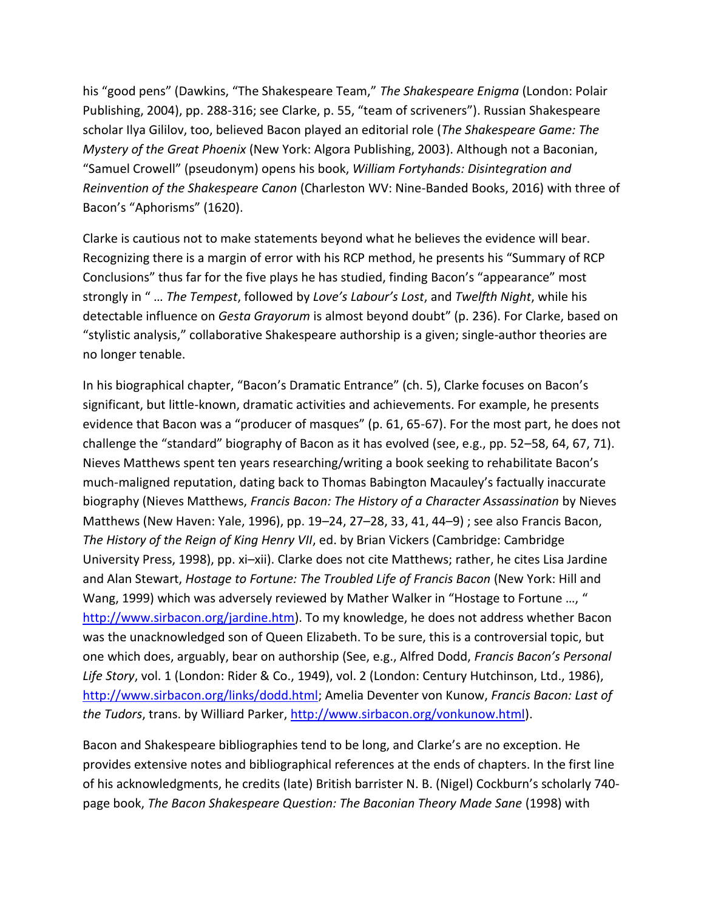his "good pens" (Dawkins, "The Shakespeare Team," *The Shakespeare Enigma* (London: Polair Publishing, 2004), pp. 288-316; see Clarke, p. 55, "team of scriveners"). Russian Shakespeare scholar Ilya Gililov, too, believed Bacon played an editorial role (*The Shakespeare Game: The Mystery of the Great Phoenix* (New York: Algora Publishing, 2003). Although not a Baconian, "Samuel Crowell" (pseudonym) opens his book, *William Fortyhands: Disintegration and Reinvention of the Shakespeare Canon* (Charleston WV: Nine-Banded Books, 2016) with three of Bacon's "Aphorisms" (1620).

Clarke is cautious not to make statements beyond what he believes the evidence will bear. Recognizing there is a margin of error with his RCP method, he presents his "Summary of RCP Conclusions" thus far for the five plays he has studied, finding Bacon's "appearance" most strongly in " … *The Tempest*, followed by *Love's Labour's Lost*, and *Twelfth Night*, while his detectable influence on *Gesta Grayorum* is almost beyond doubt" (p. 236). For Clarke, based on "stylistic analysis," collaborative Shakespeare authorship is a given; single-author theories are no longer tenable.

In his biographical chapter, "Bacon's Dramatic Entrance" (ch. 5), Clarke focuses on Bacon's significant, but little-known, dramatic activities and achievements. For example, he presents evidence that Bacon was a "producer of masques" (p. 61, 65-67). For the most part, he does not challenge the "standard" biography of Bacon as it has evolved (see, e.g., pp. 52–58, 64, 67, 71). Nieves Matthews spent ten years researching/writing a book seeking to rehabilitate Bacon's much-maligned reputation, dating back to Thomas Babington Macauley's factually inaccurate biography (Nieves Matthews, *Francis Bacon: The History of a Character Assassination* by Nieves Matthews (New Haven: Yale, 1996), pp. 19–24, 27–28, 33, 41, 44–9) ; see also Francis Bacon, *The History of the Reign of King Henry VII*, ed. by Brian Vickers (Cambridge: Cambridge University Press, 1998), pp. xi–xii). Clarke does not cite Matthews; rather, he cites Lisa Jardine and Alan Stewart, *Hostage to Fortune: The Troubled Life of Francis Bacon* (New York: Hill and Wang, 1999) which was adversely reviewed by Mather Walker in "Hostage to Fortune …, " http://www.sirbacon.org/jardine.htm). To my knowledge, he does not address whether Bacon was the unacknowledged son of Queen Elizabeth. To be sure, this is a controversial topic, but one which does, arguably, bear on authorship (See, e.g., Alfred Dodd, *Francis Bacon's Personal Life Story*, vol. 1 (London: Rider & Co., 1949), vol. 2 (London: Century Hutchinson, Ltd., 1986), http://www.sirbacon.org/links/dodd.html; Amelia Deventer von Kunow, *Francis Bacon: Last of the Tudors*, trans. by Williard Parker, http://www.sirbacon.org/vonkunow.html).

Bacon and Shakespeare bibliographies tend to be long, and Clarke's are no exception. He provides extensive notes and bibliographical references at the ends of chapters. In the first line of his acknowledgments, he credits (late) British barrister N. B. (Nigel) Cockburn's scholarly 740-page book, *The Bacon Shakespeare Question: The Baconian Theory Made Sane* (1998) with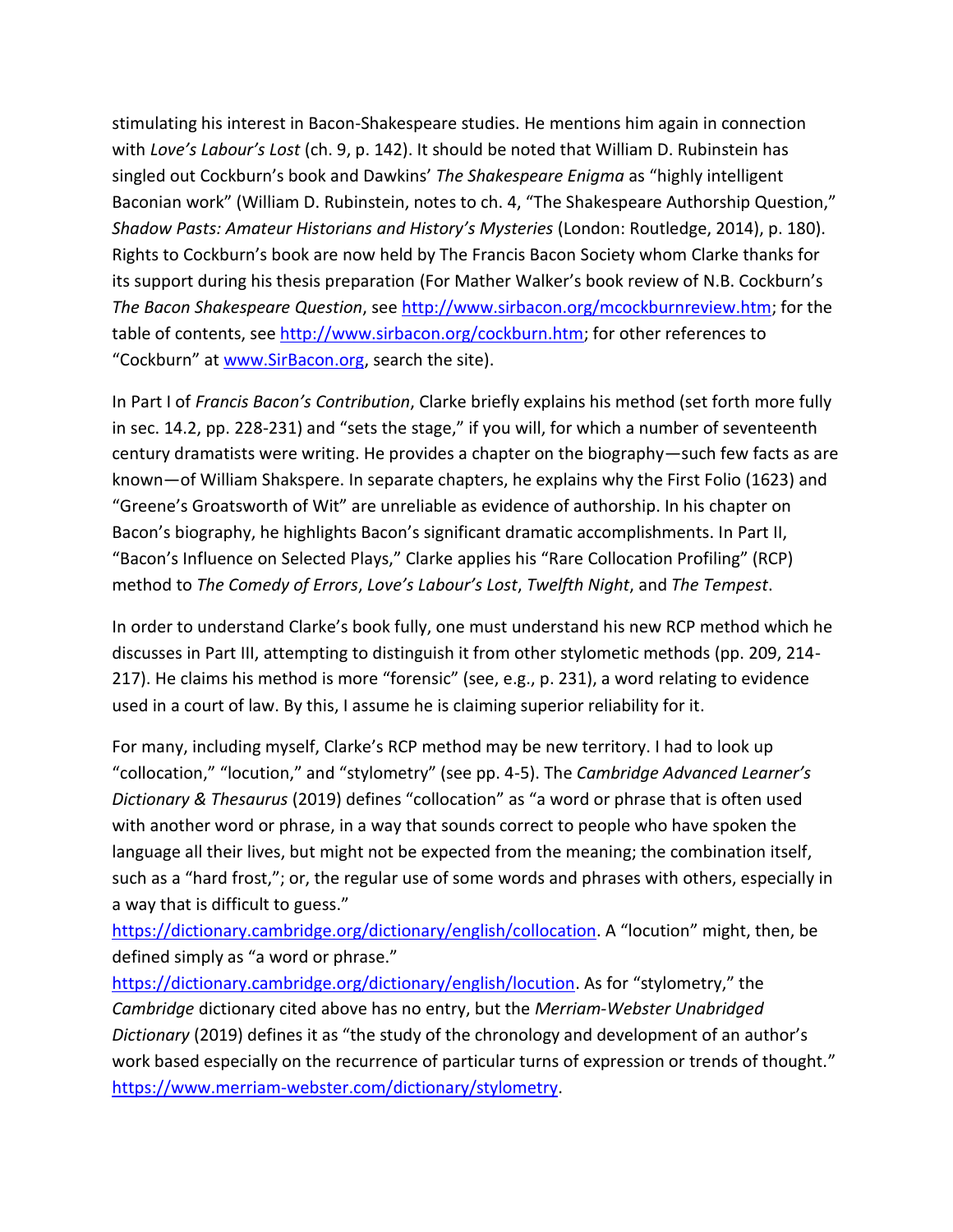stimulating his interest in Bacon-Shakespeare studies. He mentions him again in connection with *Love's Labour's Lost* (ch. 9, p. 142). It should be noted that William D. Rubinstein has singled out Cockburn's book and Dawkins' *The Shakespeare Enigma* as "highly intelligent Baconian work" (William D. Rubinstein, notes to ch. 4, "The Shakespeare Authorship Question," *Shadow Pasts: Amateur Historians and History's Mysteries* (London: Routledge, 2014), p. 180). Rights to Cockburn's book are now held by The Francis Bacon Society whom Clarke thanks for its support during his thesis preparation (For Mather Walker's book review of N.B. Cockburn's *The Bacon Shakespeare Question*, see http://www.sirbacon.org/mcockburnreview.htm; for the table of contents, see http://www.sirbacon.org/cockburn.htm; for other references to "Cockburn" at www.SirBacon.org, search the site).

In Part I of *Francis Bacon's Contribution*, Clarke briefly explains his method (set forth more fully in sec. 14.2, pp. 228-231) and "sets the stage," if you will, for which a number of seventeenth century dramatists were writing. He provides a chapter on the biography—such few facts as are known—of William Shakspere. In separate chapters, he explains why the First Folio (1623) and "Greene's Groatsworth of Wit" are unreliable as evidence of authorship. In his chapter on Bacon's biography, he highlights Bacon's significant dramatic accomplishments. In Part II, "Bacon's Influence on Selected Plays," Clarke applies his "Rare Collocation Profiling" (RCP) method to *The Comedy of Errors*, *Love's Labour's Lost*, *Twelfth Night*, and *The Tempest*.

In order to understand Clarke's book fully, one must understand his new RCP method which he discusses in Part III, attempting to distinguish it from other stylometic methods (pp. 209, 214-217). He claims his method is more "forensic" (see, e.g., p. 231), a word relating to evidence used in a court of law. By this, I assume he is claiming superior reliability for it.

For many, including myself, Clarke's RCP method may be new territory. I had to look up "collocation," "locution," and "stylometry" (see pp. 4-5). The *Cambridge Advanced Learner's Dictionary & Thesaurus* (2019) defines "collocation" as "a word or phrase that is often used with another word or phrase, in a way that sounds correct to people who have spoken the language all their lives, but might not be expected from the meaning; the combination itself, such as a "hard frost,"; or, the regular use of some words and phrases with others, especially in a way that is difficult to guess." https://dictionary.cambridge.org/dictionary/english/collocation. A "locution" might, then, be defined simply as "a word or phrase." https://dictionary.cambridge.org/dictionary/english/locution. As for "stylometry," the *Cambridge* dictionary cited above has no entry, but the *Merriam-Webster Unabridged Dictionary* (2019) defines it as "the study of the chronology and development of an author's work based especially on the recurrence of particular turns of expression or trends of thought." https://www.merriam-webster.com/dictionary/stylometry.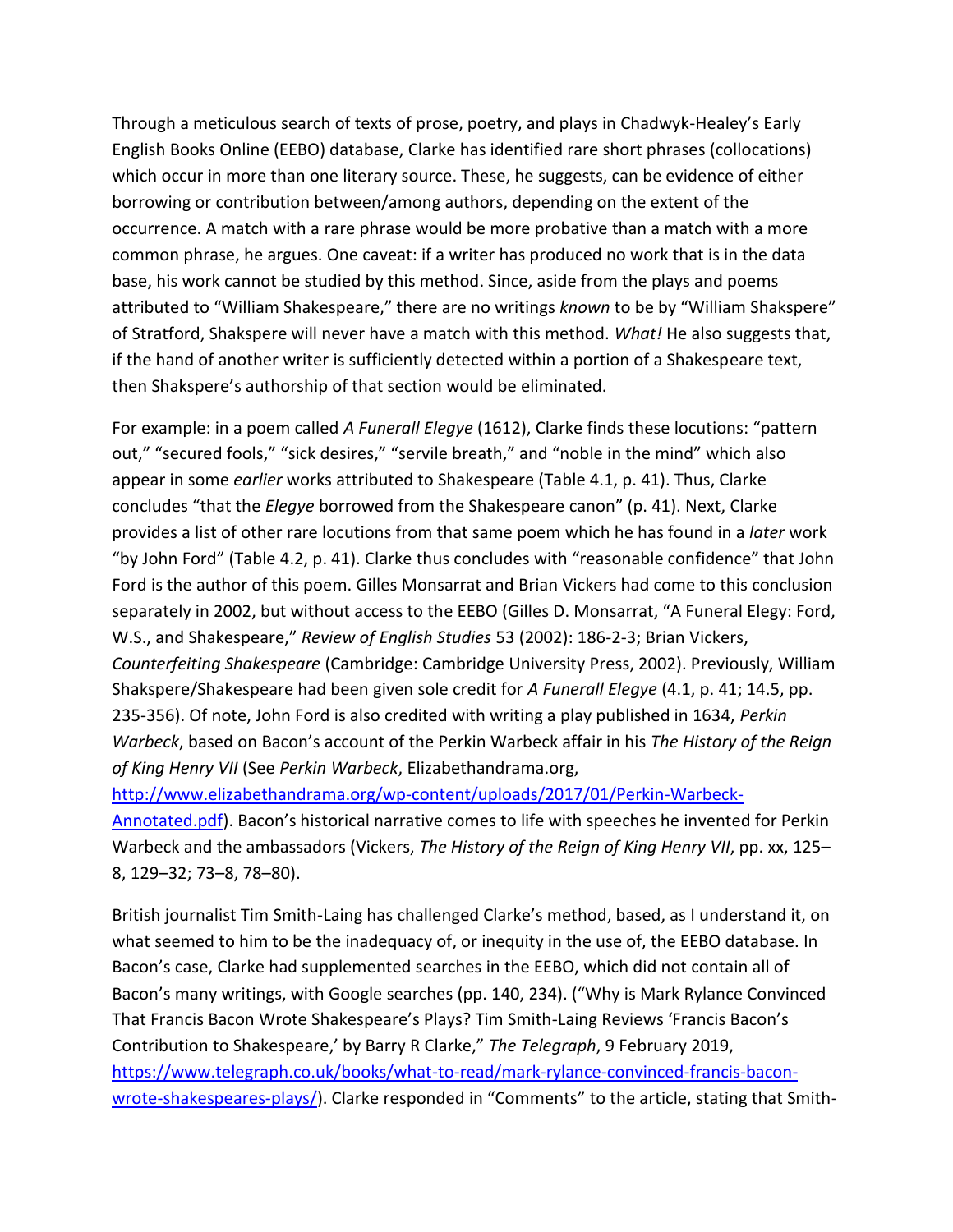Through a meticulous search of texts of prose, poetry, and plays in Chadwyk-Healey's Early English Books Online (EEBO) database, Clarke has identified rare short phrases (collocations) which occur in more than one literary source. These, he suggests, can be evidence of either borrowing or contribution between/among authors, depending on the extent of the occurrence. A match with a rare phrase would be more probative than a match with a more common phrase, he argues. One caveat: if a writer has produced no work that is in the data base, his work cannot be studied by this method. Since, aside from the plays and poems attributed to "William Shakespeare," there are no writings *known* to be by "William Shakspere" of Stratford, Shakspere will never have a match with this method. *What!* He also suggests that, if the hand of another writer is sufficiently detected within a portion of a Shakespeare text, then Shakspere's authorship of that section would be eliminated.

For example: in a poem called *A Funerall Elegye* (1612), Clarke finds these locutions: "pattern out," "secured fools," "sick desires," "servile breath," and "noble in the mind" which also appear in some *earlier* works attributed to Shakespeare (Table 4.1, p. 41). Thus, Clarke concludes "that the *Elegye* borrowed from the Shakespeare canon" (p. 41). Next, Clarke provides a list of other rare locutions from that same poem which he has found in a *later* work "by John Ford" (Table 4.2, p. 41). Clarke thus concludes with "reasonable confidence" that John Ford is the author of this poem. Gilles Monsarrat and Brian Vickers had come to this conclusion separately in 2002, but without access to the EEBO (Gilles D. Monsarrat, "A Funeral Elegy: Ford, W.S., and Shakespeare," *Review of English Studies* 53 (2002): 186-2-3; Brian Vickers, *Counterfeiting Shakespeare* (Cambridge: Cambridge University Press, 2002). Previously, William Shakspere/Shakespeare had been given sole credit for *A Funerall Elegye* (4.1, p. 41; 14.5, pp. 235-356). Of note, John Ford is also credited with writing a play published in 1634, *Perkin Warbeck*, based on Bacon's account of the Perkin Warbeck affair in his *The History of the Reign of King Henry VII* (See *Perkin Warbeck*, Elizabethandrama.org, [http://www.elizabethandrama.org/wp-content/uploads/2017/01/Perkin-Warbeck-Annotated.pdf](http://www.elizabethandrama.org/wp-content/uploads/2017/01/Perkin-Warbeck-Annotated.pdf)). Bacon's historical narrative comes to life with speeches he invented for Perkin Warbeck and the ambassadors (Vickers, *The History of the Reign of King Henry VII*, pp. xx, 125–8, 129–32; 73–8, 78–80).

British journalist Tim Smith-Laing has challenged Clarke's method, based, as I understand it, on what seemed to him to be the inadequacy of, or inequity in the use of, the EEBO database. In Bacon's case, Clarke had supplemented searches in the EEBO, which did not contain all of Bacon's many writings, with Google searches (pp. 140, 234). ("Why is Mark Rylance Convinced That Francis Bacon Wrote Shakespeare's Plays? Tim Smith-Laing Reviews 'Francis Bacon's Contribution to Shakespeare,' by Barry R Clarke," *The Telegraph*, 9 February 2019, [https://www.telegraph.co.uk/books/what-to-read/mark-rylance-convinced-francis-bacon-wrote-shakespeares-plays/](https://www.telegraph.co.uk/books/what-to-read/mark-rylance-convinced-francis-bacon-wrote-shakespeares-plays/)). Clarke responded in "Comments" to the article, stating that Smith-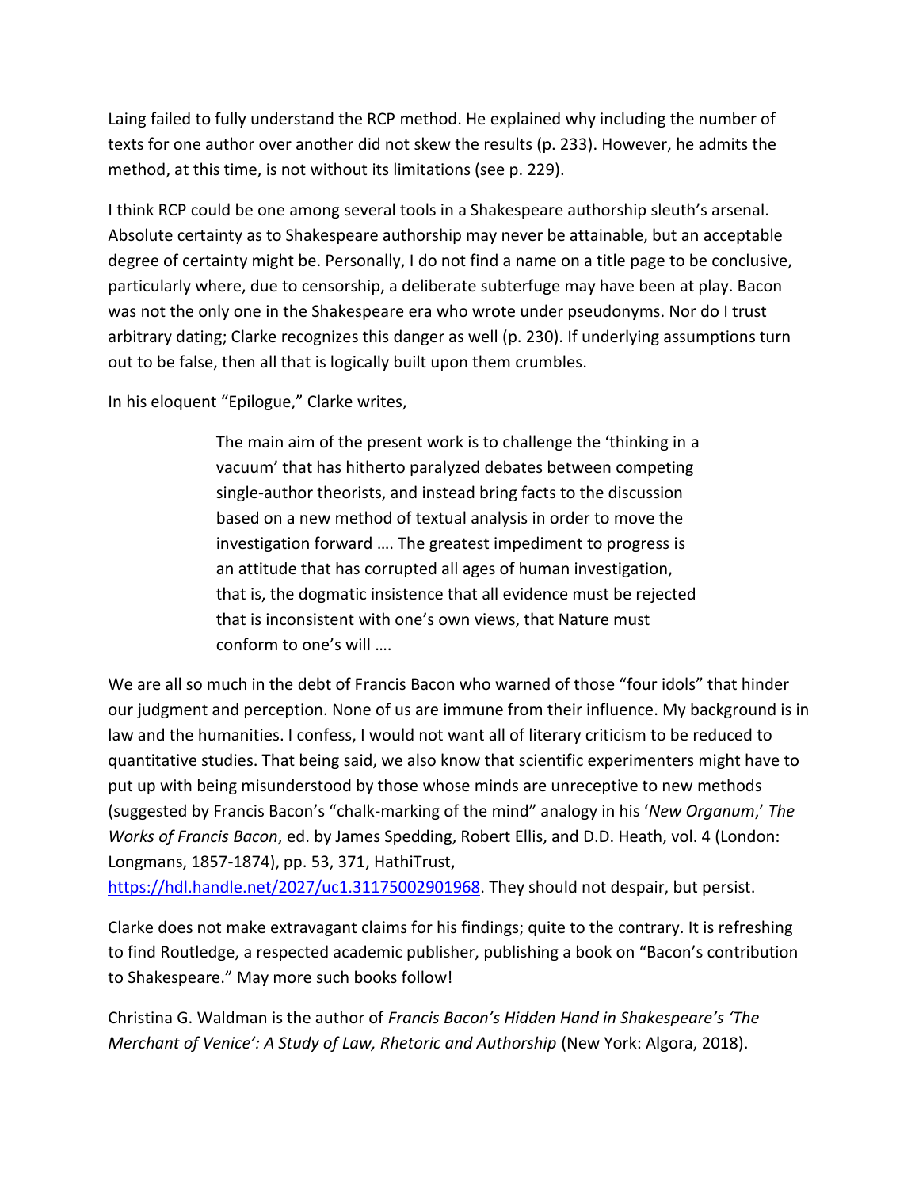Laing failed to fully understand the RCP method. He explained why including the number of texts for one author over another did not skew the results (p. 233). However, he admits the method, at this time, is not without its limitations (see p. 229).

I think RCP could be one among several tools in a Shakespeare authorship sleuth's arsenal. Absolute certainty as to Shakespeare authorship may never be attainable, but an acceptable degree of certainty might be. Personally, I do not find a name on a title page to be conclusive, particularly where, due to censorship, a deliberate subterfuge may have been at play. Bacon was not the only one in the Shakespeare era who wrote under pseudonyms. Nor do I trust arbitrary dating; Clarke recognizes this danger as well (p. 230). If underlying assumptions turn out to be false, then all that is logically built upon them crumbles.

In his eloquent "Epilogue," Clarke writes,

> The main aim of the present work is to challenge the 'thinking in a vacuum' that has hitherto paralyzed debates between competing single-author theorists, and instead bring facts to the discussion based on a new method of textual analysis in order to move the investigation forward …. The greatest impediment to progress is an attitude that has corrupted all ages of human investigation, that is, the dogmatic insistence that all evidence must be rejected that is inconsistent with one's own views, that Nature must conform to one's will ….

We are all so much in the debt of Francis Bacon who warned of those "four idols" that hinder our judgment and perception. None of us are immune from their influence. My background is in law and the humanities. I confess, I would not want all of literary criticism to be reduced to quantitative studies. That being said, we also know that scientific experimenters might have to put up with being misunderstood by those whose minds are unreceptive to new methods (suggested by Francis Bacon's "chalk-marking of the mind" analogy in his '*New Organum*,' *The Works of Francis Bacon*, ed. by James Spedding, Robert Ellis, and D.D. Heath, vol. 4 (London: Longmans, 1857-1874), pp. 53, 371, HathiTrust, https://hdl.handle.net/2027/uc1.31175002901968. They should not despair, but persist.

Clarke does not make extravagant claims for his findings; quite to the contrary. It is refreshing to find Routledge, a respected academic publisher, publishing a book on "Bacon's contribution to Shakespeare." May more such books follow!

Christina G. Waldman is the author of *Francis Bacon's Hidden Hand in Shakespeare's 'The Merchant of Venice': A Study of Law, Rhetoric and Authorship* (New York: Algora, 2018).